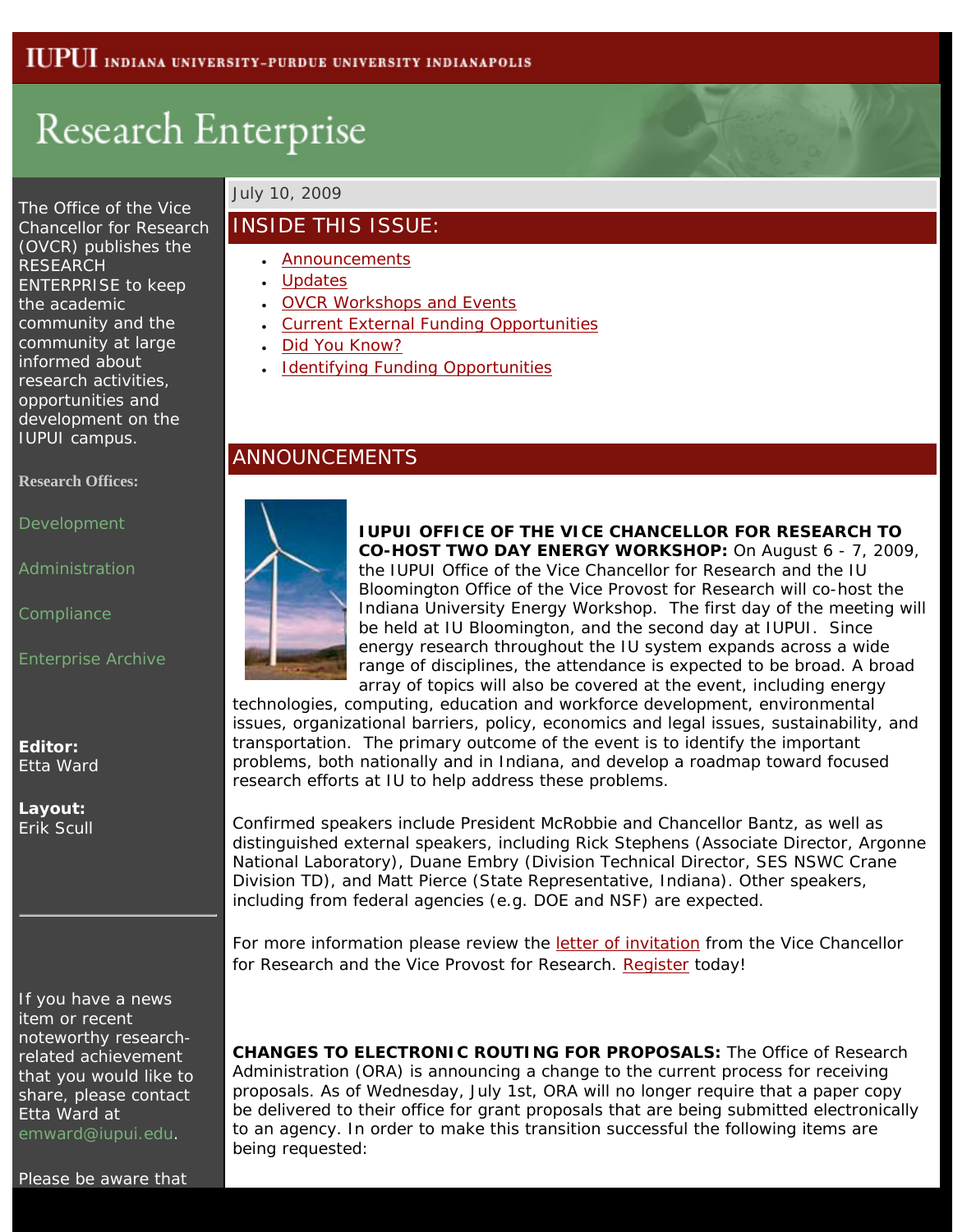IUPUI INDIANA UNIVERSITY-PURDUE UNIVERSITY INDIANAPOLIS

# Research Enterprise

The Office of the Vice Chancellor for Research (OVCR) publishes the RESEARCH ENTERPRISE to keep the academic community and the community at large informed about research activities, opportunities and development on the IUPUI campus.

**Research Offices:**

Development

Administration

Compliance

Enterprise Archive

**Editor:** Etta Ward

**Layout:** Erik Scull

If you have a news item or recent noteworthy research-related achievement that you would like to share, please contact Etta Ward at emward@iupui.edu.

Please be aware that

July 10, 2009

## INSIDE THIS ISSUE:

- Announcements
- Updates
- OVCR Workshops and Events
- Current External Funding Opportunities
- Did You Know?
- Identifying Funding Opportunities

## ANNOUNCEMENTS

**IUPUI OFFICE OF THE VICE CHANCELLOR FOR RESEARCH TO CO-HOST TWO DAY ENERGY WORKSHOP:** On August 6 - 7, 2009, the IUPUI Office of the Vice Chancellor for Research and the IU Bloomington Office of the Vice Provost for Research will co-host the Indiana University Energy Workshop. The first day of the meeting will be held at IU Bloomington, and the second day at IUPUI. Since energy research throughout the IU system expands across a wide range of disciplines, the attendance is expected to be broad. A broad array of topics will also be covered at the event, including energy technologies, computing, education and workforce development, environmental issues, organizational barriers, policy, economics and legal issues, sustainability, and transportation. The primary outcome of the event is to identify the important problems, both nationally and in Indiana, and develop a roadmap toward focused research efforts at IU to help address these problems.

Confirmed speakers include President McRobbie and Chancellor Bantz, as well as distinguished external speakers, including Rick Stephens (Associate Director, Argonne National Laboratory), Duane Embry (Division Technical Director, SES NSWC Crane Division TD), and Matt Pierce (State Representative, Indiana). Other speakers, including from federal agencies (e.g. DOE and NSF) are expected.

For more information please review the letter of invitation from the Vice Chancellor for Research and the Vice Provost for Research. Register today!

**CHANGES TO ELECTRONIC ROUTING FOR PROPOSALS:** The Office of Research Administration (ORA) is announcing a change to the current process for receiving proposals. As of Wednesday, July 1st, ORA will no longer require that a paper copy be delivered to their office for grant proposals that are being submitted electronically to an agency. In order to make this transition successful the following items are being requested: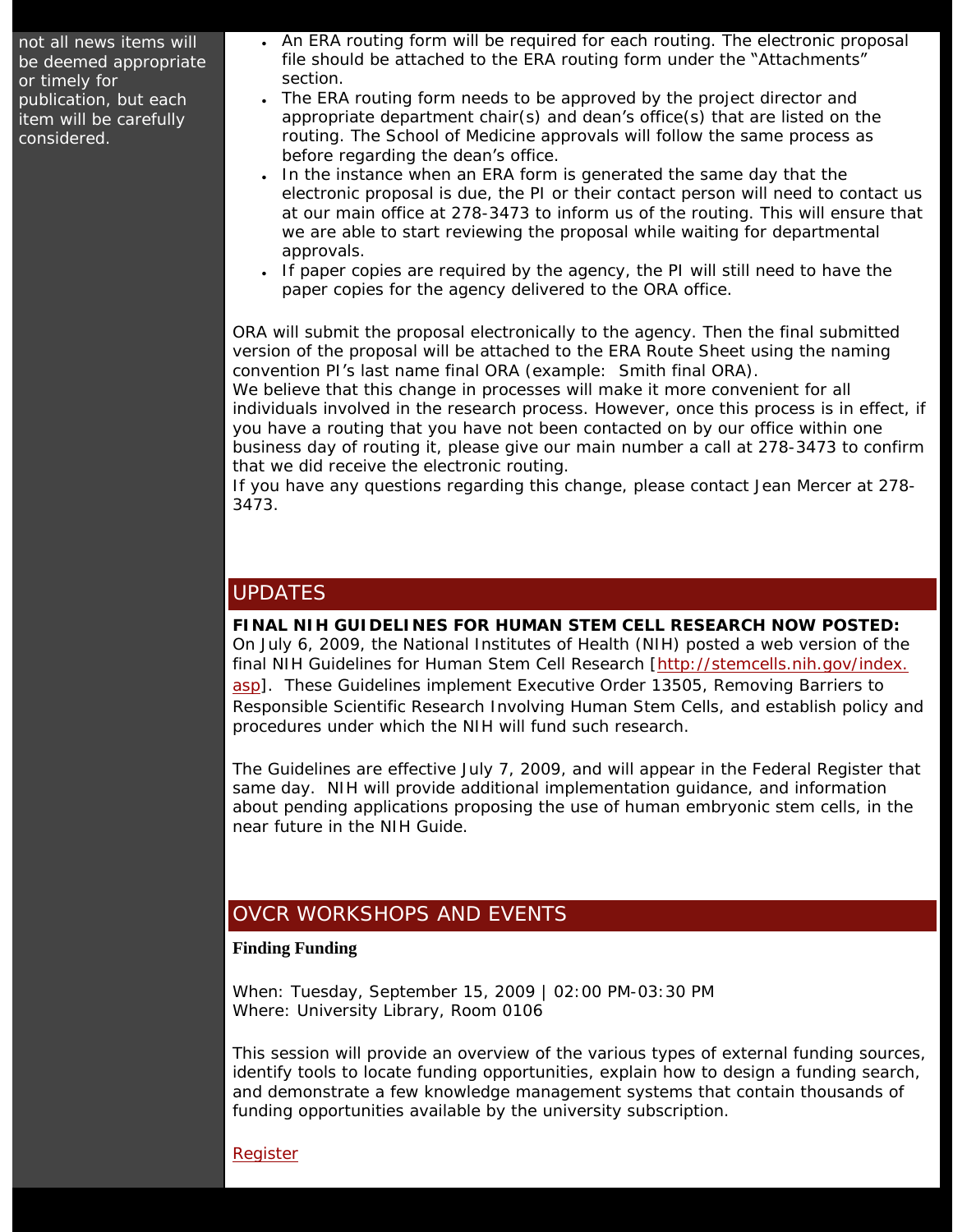not all news items will be deemed appropriate or timely for publication, but each item will be carefully considered.

- An ERA routing form will be required for each routing. The electronic proposal file should be attached to the ERA routing form under the "Attachments" section.
- The ERA routing form needs to be approved by the project director and appropriate department chair(s) and dean's office(s) that are listed on the routing. The School of Medicine approvals will follow the same process as before regarding the dean's office.
- In the instance when an ERA form is generated the same day that the electronic proposal is due, the PI or their contact person will need to contact us at our main office at 278-3473 to inform us of the routing. This will ensure that we are able to start reviewing the proposal while waiting for departmental approvals.
- If paper copies are required by the agency, the PI will still need to have the paper copies for the agency delivered to the ORA office.

ORA will submit the proposal electronically to the agency. Then the final submitted version of the proposal will be attached to the ERA Route Sheet using the naming convention PI's last name final ORA (example: Smith final ORA).
We believe that this change in processes will make it more convenient for all individuals involved in the research process. However, once this process is in effect, if you have a routing that you have not been contacted on by our office within one business day of routing it, please give our main number a call at 278-3473 to confirm that we did receive the electronic routing.
If you have any questions regarding this change, please contact Jean Mercer at 278-3473.

## UPDATES

**FINAL NIH GUIDELINES FOR HUMAN STEM CELL RESEARCH NOW POSTED:**
On July 6, 2009, the National Institutes of Health (NIH) posted a web version of the final NIH Guidelines for Human Stem Cell Research [http://stemcells.nih.gov/index.asp]. These Guidelines implement Executive Order 13505, Removing Barriers to Responsible Scientific Research Involving Human Stem Cells, and establish policy and procedures under which the NIH will fund such research.

The Guidelines are effective July 7, 2009, and will appear in the Federal Register that same day. NIH will provide additional implementation guidance, and information about pending applications proposing the use of human embryonic stem cells, in the near future in the NIH Guide.

## OVCR WORKSHOPS AND EVENTS

**Finding Funding**

When: Tuesday, September 15, 2009 | 02:00 PM-03:30 PM
Where: University Library, Room 0106

This session will provide an overview of the various types of external funding sources, identify tools to locate funding opportunities, explain how to design a funding search, and demonstrate a few knowledge management systems that contain thousands of funding opportunities available by the university subscription.

Register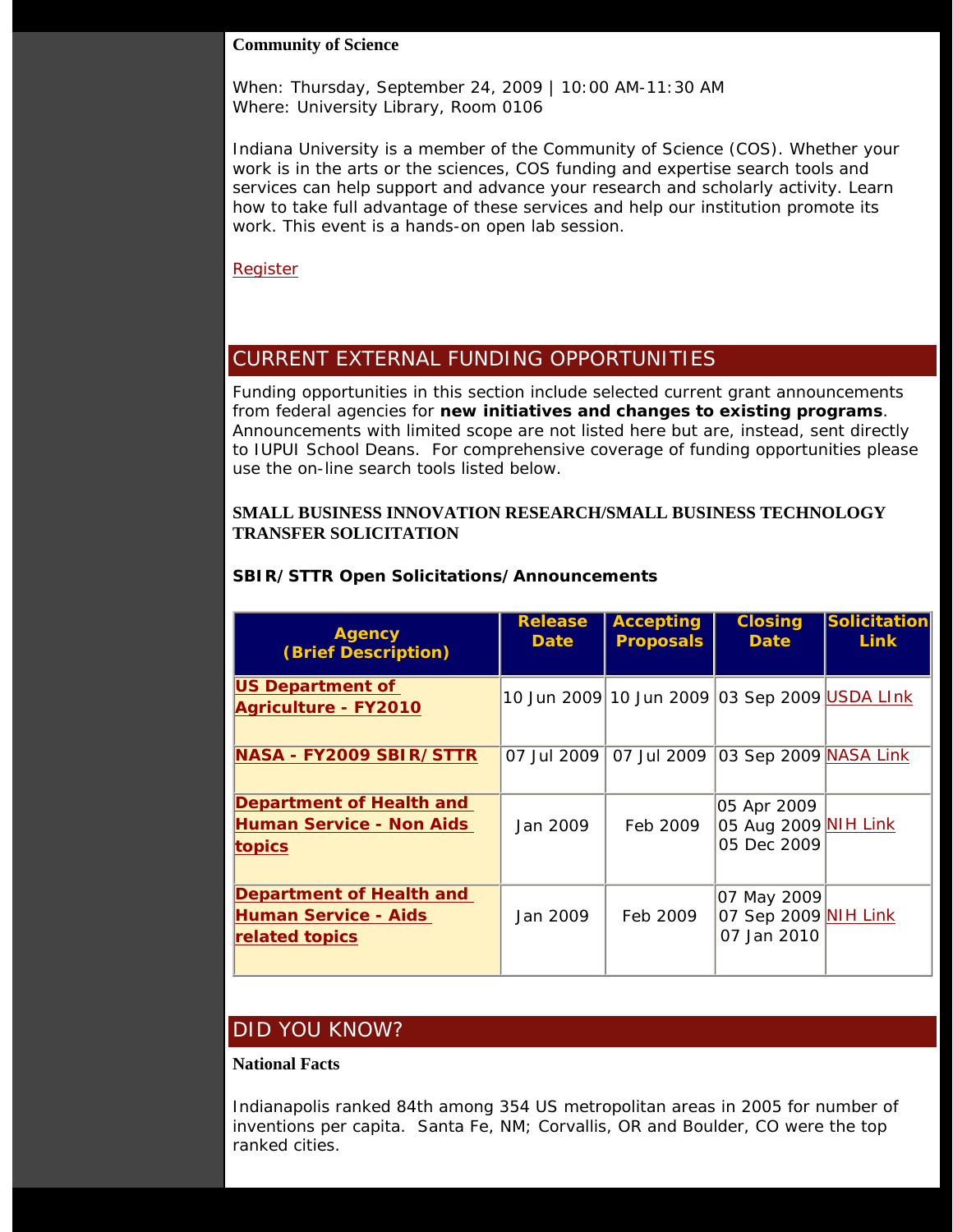**Community of Science**

When: Thursday, September 24, 2009 | 10:00 AM-11:30 AM
Where: University Library, Room 0106

Indiana University is a member of the Community of Science (COS). Whether your work is in the arts or the sciences, COS funding and expertise search tools and services can help support and advance your research and scholarly activity. Learn how to take full advantage of these services and help our institution promote its work. This event is a hands-on open lab session.

Register

## CURRENT EXTERNAL FUNDING OPPORTUNITIES

Funding opportunities in this section include selected current grant announcements from federal agencies for **new initiatives and changes to existing programs**. Announcements with limited scope are not listed here but are, instead, sent directly to IUPUI School Deans. For comprehensive coverage of funding opportunities please use the on-line search tools listed below.

**SMALL BUSINESS INNOVATION RESEARCH/SMALL BUSINESS TECHNOLOGY TRANSFER SOLICITATION**

**SBIR/STTR Open Solicitations/Announcements**

| Agency (Brief Description) | Release Date | Accepting Proposals | Closing Date | Solicitation Link |
|---|---|---|---|---|
| **US Department of Agriculture - FY2010** | 10 Jun 2009 | 10 Jun 2009 | 03 Sep 2009 | USDA LInk |
| **NASA - FY2009 SBIR/STTR** | 07 Jul 2009 | 07 Jul 2009 | 03 Sep 2009 | NASA Link |
| **Department of Health and Human Service - Non Aids topics** | Jan 2009 | Feb 2009 | 05 Apr 2009<br>05 Aug 2009<br>05 Dec 2009 | NIH Link |
| **Department of Health and Human Service - Aids related topics** | Jan 2009 | Feb 2009 | 07 May 2009<br>07 Sep 2009<br>07 Jan 2010 | NIH Link |

## DID YOU KNOW?

**National Facts**

Indianapolis ranked 84th among 354 US metropolitan areas in 2005 for number of inventions per capita. Santa Fe, NM; Corvallis, OR and Boulder, CO were the top ranked cities.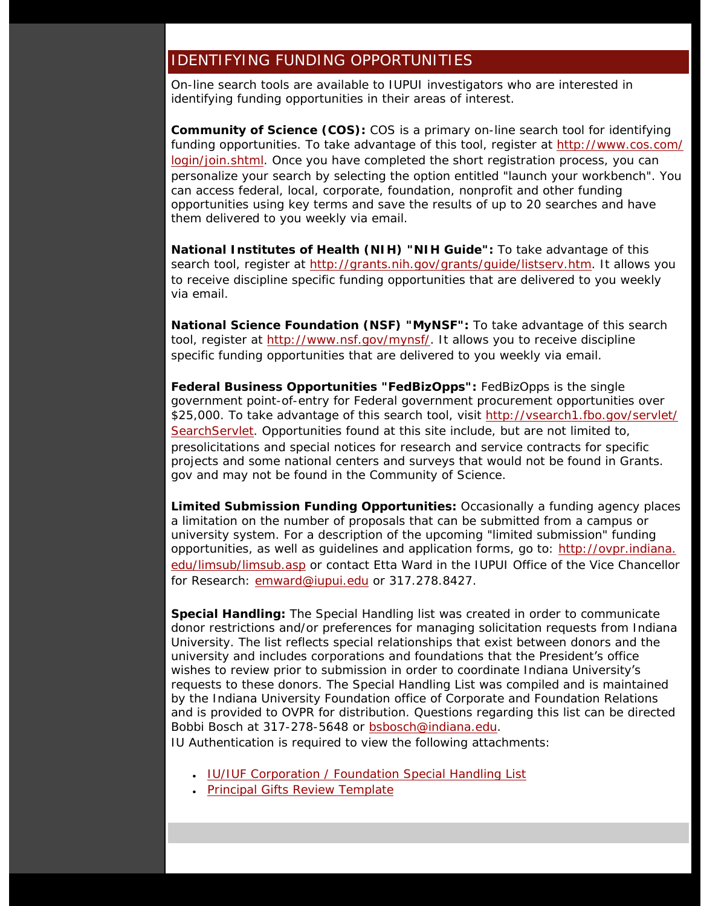## IDENTIFYING FUNDING OPPORTUNITIES

On-line search tools are available to IUPUI investigators who are interested in identifying funding opportunities in their areas of interest.

**Community of Science (COS):** COS is a primary on-line search tool for identifying funding opportunities. To take advantage of this tool, register at http://www.cos.com/login/join.shtml. Once you have completed the short registration process, you can personalize your search by selecting the option entitled "launch your workbench". You can access federal, local, corporate, foundation, nonprofit and other funding opportunities using key terms and save the results of up to 20 searches and have them delivered to you weekly via email.

**National Institutes of Health (NIH) "NIH Guide":** To take advantage of this search tool, register at http://grants.nih.gov/grants/guide/listserv.htm. It allows you to receive discipline specific funding opportunities that are delivered to you weekly via email.

**National Science Foundation (NSF) "MyNSF":** To take advantage of this search tool, register at http://www.nsf.gov/mynsf/. It allows you to receive discipline specific funding opportunities that are delivered to you weekly via email.

**Federal Business Opportunities "FedBizOpps":** FedBizOpps is the single government point-of-entry for Federal government procurement opportunities over $25,000. To take advantage of this search tool, visit http://vsearch1.fbo.gov/servlet/SearchServlet. Opportunities found at this site include, but are not limited to, presolicitations and special notices for research and service contracts for specific projects and some national centers and surveys that would not be found in Grants.gov and may not be found in the Community of Science.

**Limited Submission Funding Opportunities:** Occasionally a funding agency places a limitation on the number of proposals that can be submitted from a campus or university system. For a description of the upcoming "limited submission" funding opportunities, as well as guidelines and application forms, go to: http://ovpr.indiana.edu/limsub/limsub.asp or contact Etta Ward in the IUPUI Office of the Vice Chancellor for Research: emward@iupui.edu or 317.278.8427.

**Special Handling:** The Special Handling list was created in order to communicate donor restrictions and/or preferences for managing solicitation requests from Indiana University. The list reflects special relationships that exist between donors and the university and includes corporations and foundations that the President's office wishes to review prior to submission in order to coordinate Indiana University's requests to these donors. The Special Handling List was compiled and is maintained by the Indiana University Foundation office of Corporate and Foundation Relations and is provided to OVPR for distribution. Questions regarding this list can be directed Bobbi Bosch at 317-278-5648 or bsbosch@indiana.edu.
IU Authentication is required to view the following attachments:

- IU/IUF Corporation / Foundation Special Handling List
- Principal Gifts Review Template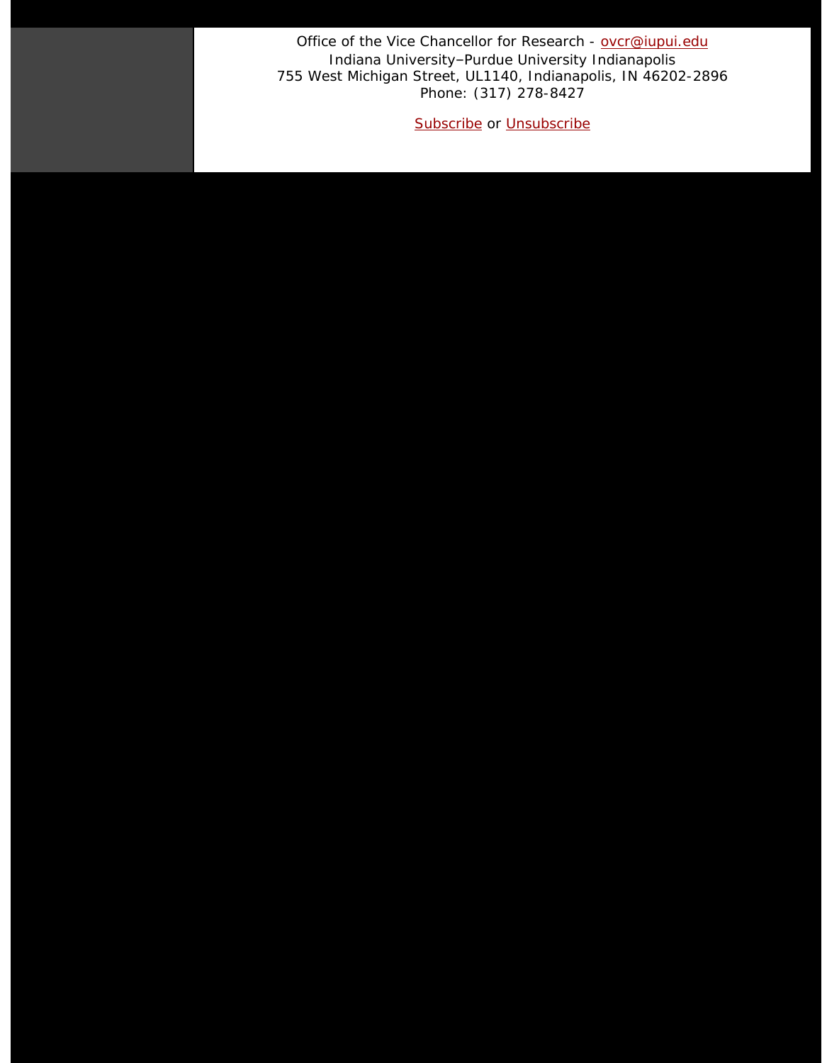Office of the Vice Chancellor for Research - ovcr@iupui.edu
Indiana University–Purdue University Indianapolis
755 West Michigan Street, UL1140, Indianapolis, IN 46202-2896
Phone: (317) 278-8427

Subscribe or Unsubscribe